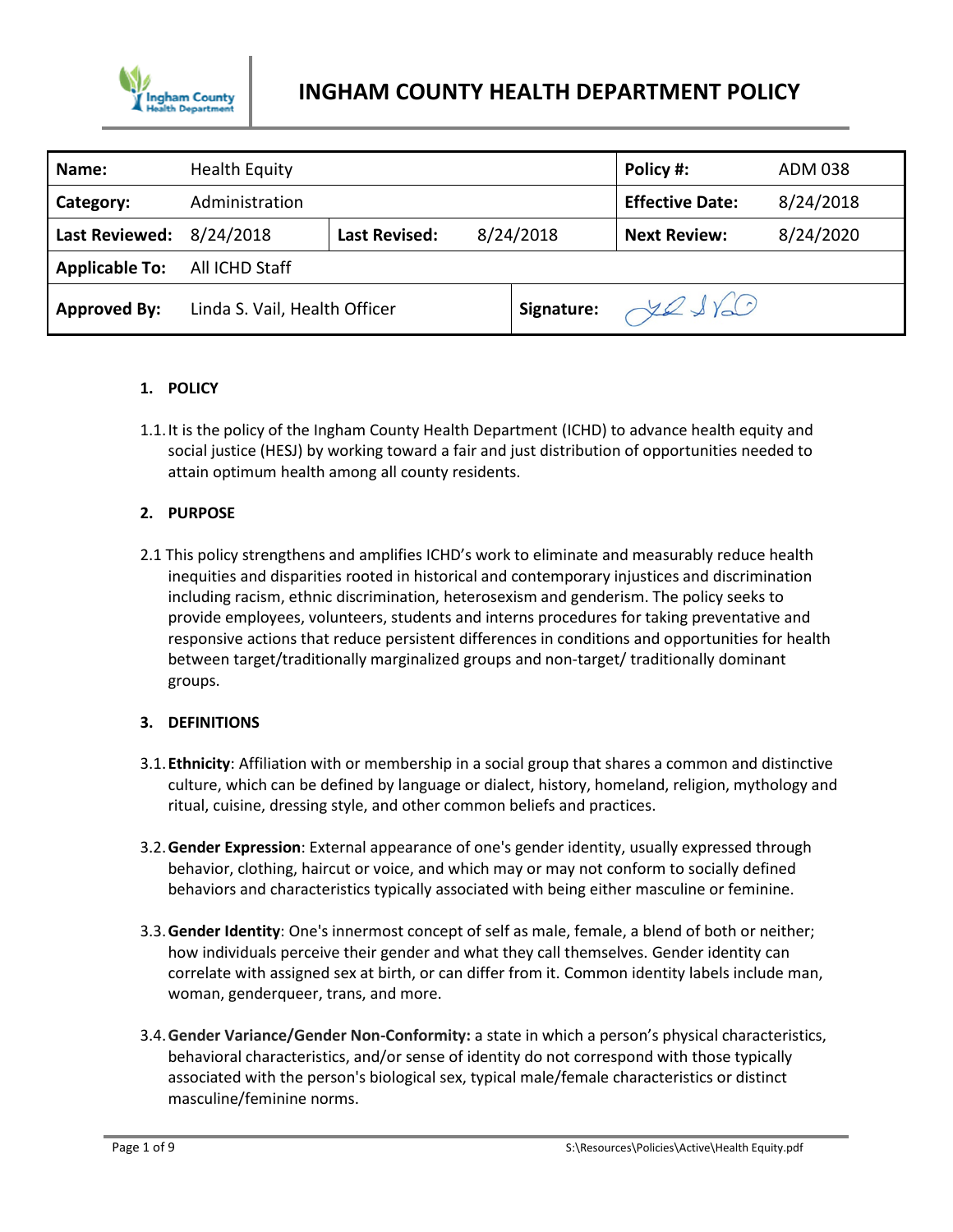# INGHAM COUNTY HEALTH DEPARTMENT POLICY

| **Name:** | Health Equity | | | **Policy #:** | ADM 038 |
|---|---|---|---|---|---|
| **Category:** | Administration | | | **Effective Date:** | 8/24/2018 |
| **Last Reviewed:** | 8/24/2018 | **Last Revised:** | 8/24/2018 | **Next Review:** | 8/24/2020 |
| **Applicable To:** | All ICHD Staff | | | | |
| **Approved By:** | Linda S. Vail, Health Officer | | **Signature:** | | |

**1. POLICY**

1.1. It is the policy of the Ingham County Health Department (ICHD) to advance health equity and social justice (HESJ) by working toward a fair and just distribution of opportunities needed to attain optimum health among all county residents.

**2. PURPOSE**

2.1 This policy strengthens and amplifies ICHD's work to eliminate and measurably reduce health inequities and disparities rooted in historical and contemporary injustices and discrimination including racism, ethnic discrimination, heterosexism and genderism. The policy seeks to provide employees, volunteers, students and interns procedures for taking preventative and responsive actions that reduce persistent differences in conditions and opportunities for health between target/traditionally marginalized groups and non-target/ traditionally dominant groups.

**3. DEFINITIONS**

3.1. **Ethnicity**: Affiliation with or membership in a social group that shares a common and distinctive culture, which can be defined by language or dialect, history, homeland, religion, mythology and ritual, cuisine, dressing style, and other common beliefs and practices.

3.2. **Gender Expression**: External appearance of one's gender identity, usually expressed through behavior, clothing, haircut or voice, and which may or may not conform to socially defined behaviors and characteristics typically associated with being either masculine or feminine.

3.3. **Gender Identity**: One's innermost concept of self as male, female, a blend of both or neither; how individuals perceive their gender and what they call themselves. Gender identity can correlate with assigned sex at birth, or can differ from it. Common identity labels include man, woman, genderqueer, trans, and more.

3.4. **Gender Variance/Gender Non-Conformity:** a state in which a person's physical characteristics, behavioral characteristics, and/or sense of identity do not correspond with those typically associated with the person's biological sex, typical male/female characteristics or distinct masculine/feminine norms.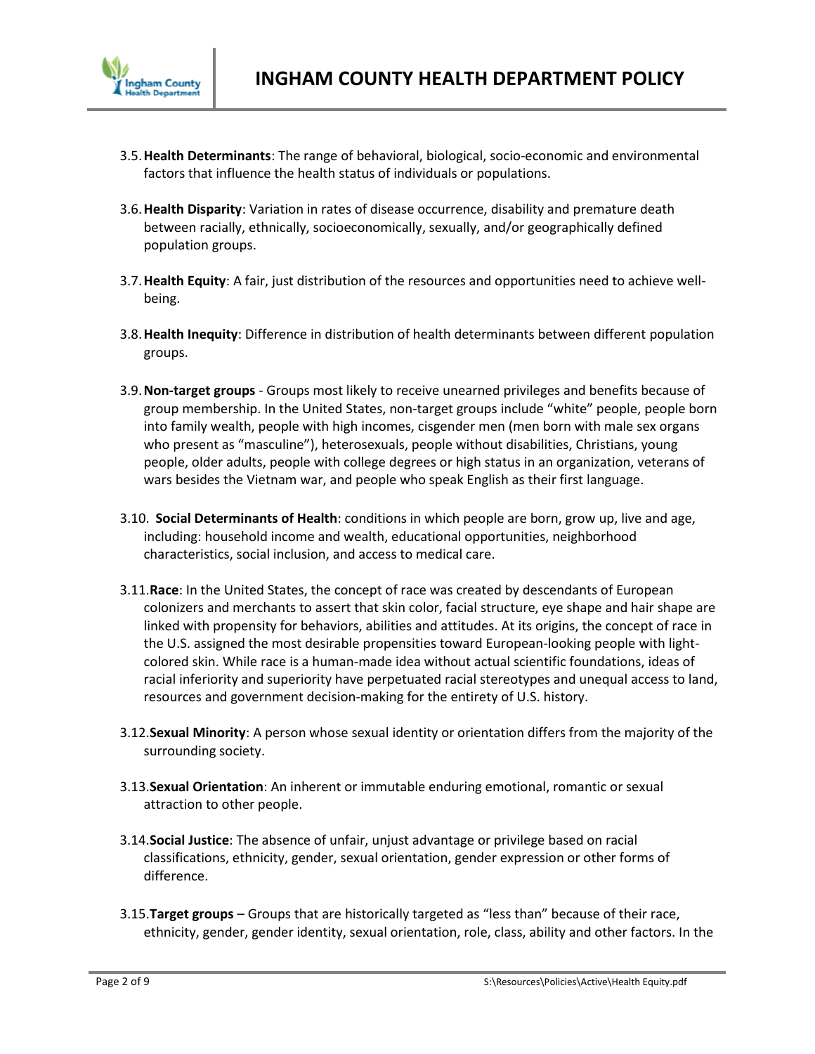3.5. **Health Determinants**: The range of behavioral, biological, socio-economic and environmental factors that influence the health status of individuals or populations.

3.6. **Health Disparity**: Variation in rates of disease occurrence, disability and premature death between racially, ethnically, socioeconomically, sexually, and/or geographically defined population groups.

3.7. **Health Equity**: A fair, just distribution of the resources and opportunities need to achieve well-being.

3.8. **Health Inequity**: Difference in distribution of health determinants between different population groups.

3.9. **Non-target groups** - Groups most likely to receive unearned privileges and benefits because of group membership. In the United States, non-target groups include "white" people, people born into family wealth, people with high incomes, cisgender men (men born with male sex organs who present as "masculine"), heterosexuals, people without disabilities, Christians, young people, older adults, people with college degrees or high status in an organization, veterans of wars besides the Vietnam war, and people who speak English as their first language.

3.10. **Social Determinants of Health**: conditions in which people are born, grow up, live and age, including: household income and wealth, educational opportunities, neighborhood characteristics, social inclusion, and access to medical care.

3.11. **Race**: In the United States, the concept of race was created by descendants of European colonizers and merchants to assert that skin color, facial structure, eye shape and hair shape are linked with propensity for behaviors, abilities and attitudes. At its origins, the concept of race in the U.S. assigned the most desirable propensities toward European-looking people with light-colored skin. While race is a human-made idea without actual scientific foundations, ideas of racial inferiority and superiority have perpetuated racial stereotypes and unequal access to land, resources and government decision-making for the entirety of U.S. history.

3.12. **Sexual Minority**: A person whose sexual identity or orientation differs from the majority of the surrounding society.

3.13. **Sexual Orientation**: An inherent or immutable enduring emotional, romantic or sexual attraction to other people.

3.14. **Social Justice**: The absence of unfair, unjust advantage or privilege based on racial classifications, ethnicity, gender, sexual orientation, gender expression or other forms of difference.

3.15. **Target groups** – Groups that are historically targeted as "less than" because of their race, ethnicity, gender, gender identity, sexual orientation, role, class, ability and other factors. In the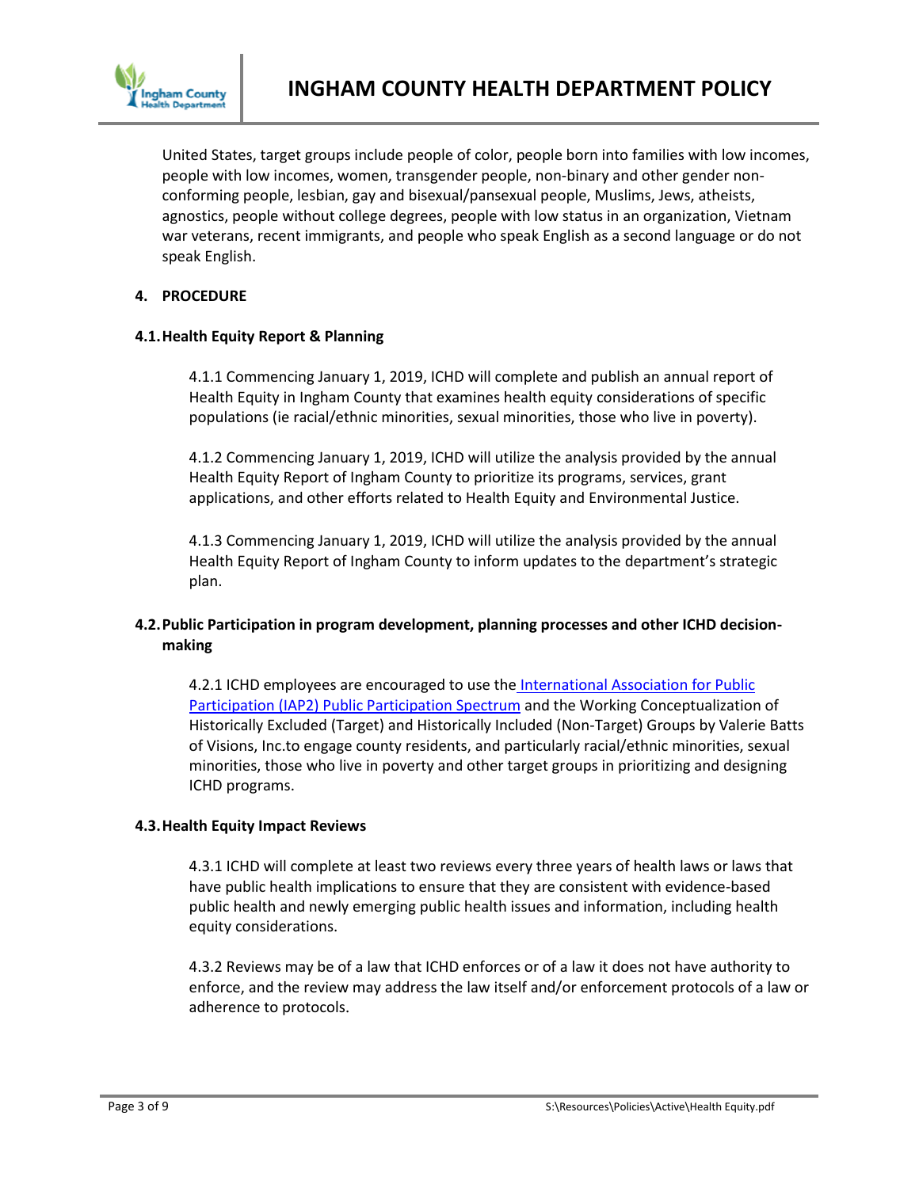United States, target groups include people of color, people born into families with low incomes, people with low incomes, women, transgender people, non-binary and other gender non-conforming people, lesbian, gay and bisexual/pansexual people, Muslims, Jews, atheists, agnostics, people without college degrees, people with low status in an organization, Vietnam war veterans, recent immigrants, and people who speak English as a second language or do not speak English.

## 4. PROCEDURE

### 4.1. Health Equity Report & Planning

4.1.1 Commencing January 1, 2019, ICHD will complete and publish an annual report of Health Equity in Ingham County that examines health equity considerations of specific populations (ie racial/ethnic minorities, sexual minorities, those who live in poverty).

4.1.2 Commencing January 1, 2019, ICHD will utilize the analysis provided by the annual Health Equity Report of Ingham County to prioritize its programs, services, grant applications, and other efforts related to Health Equity and Environmental Justice.

4.1.3 Commencing January 1, 2019, ICHD will utilize the analysis provided by the annual Health Equity Report of Ingham County to inform updates to the department's strategic plan.

### 4.2. Public Participation in program development, planning processes and other ICHD decision-making

4.2.1 ICHD employees are encouraged to use the International Association for Public Participation (IAP2) Public Participation Spectrum and the Working Conceptualization of Historically Excluded (Target) and Historically Included (Non-Target) Groups by Valerie Batts of Visions, Inc.to engage county residents, and particularly racial/ethnic minorities, sexual minorities, those who live in poverty and other target groups in prioritizing and designing ICHD programs.

### 4.3. Health Equity Impact Reviews

4.3.1 ICHD will complete at least two reviews every three years of health laws or laws that have public health implications to ensure that they are consistent with evidence-based public health and newly emerging public health issues and information, including health equity considerations.

4.3.2 Reviews may be of a law that ICHD enforces or of a law it does not have authority to enforce, and the review may address the law itself and/or enforcement protocols of a law or adherence to protocols.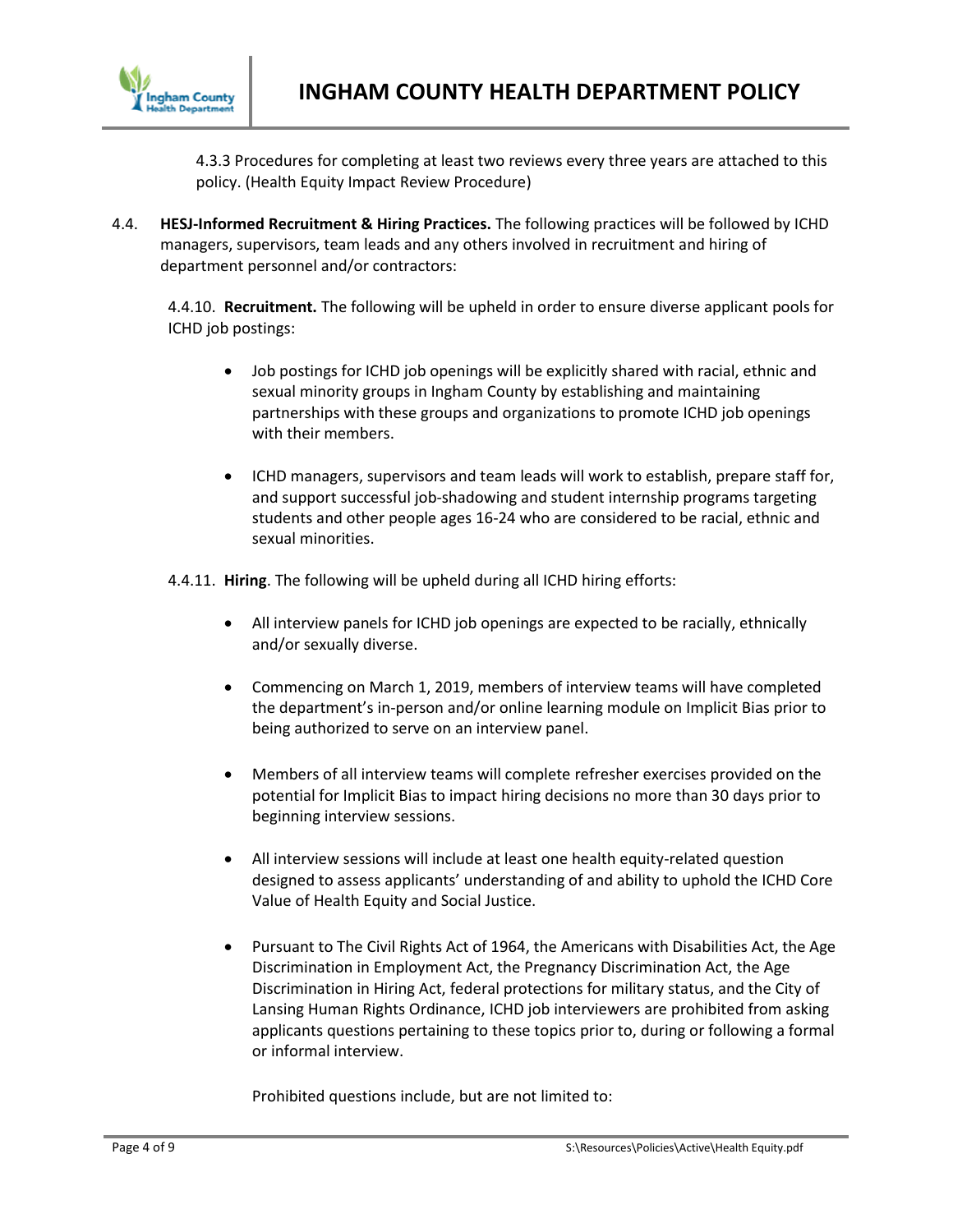4.3.3 Procedures for completing at least two reviews every three years are attached to this policy. (Health Equity Impact Review Procedure)

4.4. **HESJ-Informed Recruitment & Hiring Practices.** The following practices will be followed by ICHD managers, supervisors, team leads and any others involved in recruitment and hiring of department personnel and/or contractors:

4.4.10. **Recruitment.** The following will be upheld in order to ensure diverse applicant pools for ICHD job postings:

- Job postings for ICHD job openings will be explicitly shared with racial, ethnic and sexual minority groups in Ingham County by establishing and maintaining partnerships with these groups and organizations to promote ICHD job openings with their members.

- ICHD managers, supervisors and team leads will work to establish, prepare staff for, and support successful job-shadowing and student internship programs targeting students and other people ages 16-24 who are considered to be racial, ethnic and sexual minorities.

4.4.11. **Hiring**. The following will be upheld during all ICHD hiring efforts:

- All interview panels for ICHD job openings are expected to be racially, ethnically and/or sexually diverse.

- Commencing on March 1, 2019, members of interview teams will have completed the department's in-person and/or online learning module on Implicit Bias prior to being authorized to serve on an interview panel.

- Members of all interview teams will complete refresher exercises provided on the potential for Implicit Bias to impact hiring decisions no more than 30 days prior to beginning interview sessions.

- All interview sessions will include at least one health equity-related question designed to assess applicants' understanding of and ability to uphold the ICHD Core Value of Health Equity and Social Justice.

- Pursuant to The Civil Rights Act of 1964, the Americans with Disabilities Act, the Age Discrimination in Employment Act, the Pregnancy Discrimination Act, the Age Discrimination in Hiring Act, federal protections for military status, and the City of Lansing Human Rights Ordinance, ICHD job interviewers are prohibited from asking applicants questions pertaining to these topics prior to, during or following a formal or informal interview.

  Prohibited questions include, but are not limited to: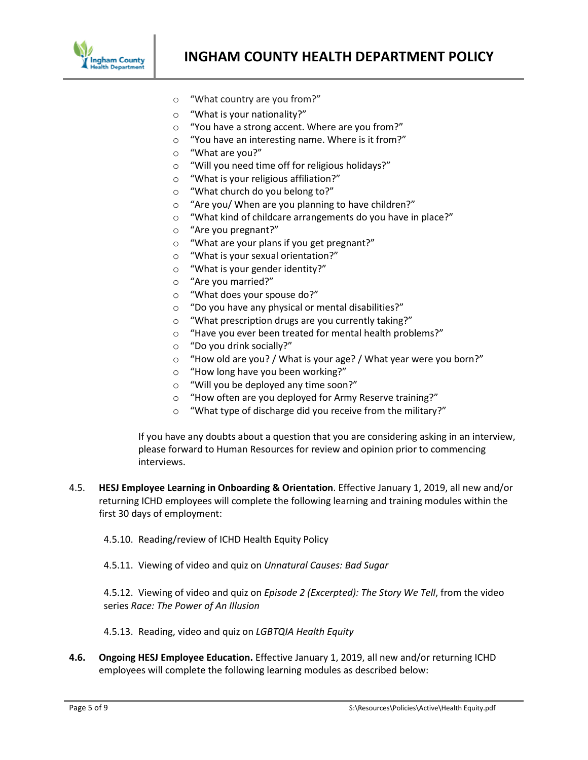- "What country are you from?"
- "What is your nationality?"
- "You have a strong accent. Where are you from?"
- "You have an interesting name. Where is it from?"
- "What are you?"
- "Will you need time off for religious holidays?"
- "What is your religious affiliation?"
- "What church do you belong to?"
- "Are you/ When are you planning to have children?"
- "What kind of childcare arrangements do you have in place?"
- "Are you pregnant?"
- "What are your plans if you get pregnant?"
- "What is your sexual orientation?"
- "What is your gender identity?"
- "Are you married?"
- "What does your spouse do?"
- "Do you have any physical or mental disabilities?"
- "What prescription drugs are you currently taking?"
- "Have you ever been treated for mental health problems?"
- "Do you drink socially?"
- "How old are you? / What is your age? / What year were you born?"
- "How long have you been working?"
- "Will you be deployed any time soon?"
- "How often are you deployed for Army Reserve training?"
- "What type of discharge did you receive from the military?"

If you have any doubts about a question that you are considering asking in an interview, please forward to Human Resources for review and opinion prior to commencing interviews.

4.5. **HESJ Employee Learning in Onboarding & Orientation**. Effective January 1, 2019, all new and/or returning ICHD employees will complete the following learning and training modules within the first 30 days of employment:

4.5.10. Reading/review of ICHD Health Equity Policy

4.5.11. Viewing of video and quiz on *Unnatural Causes: Bad Sugar*

4.5.12. Viewing of video and quiz on *Episode 2 (Excerpted): The Story We Tell*, from the video series *Race: The Power of An Illusion*

4.5.13. Reading, video and quiz on *LGBTQIA Health Equity*

**4.6. Ongoing HESJ Employee Education.** Effective January 1, 2019, all new and/or returning ICHD employees will complete the following learning modules as described below: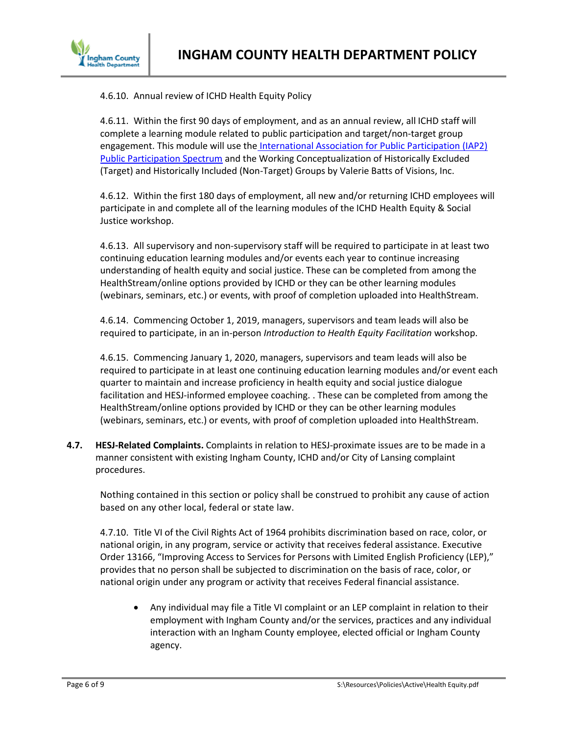4.6.10. Annual review of ICHD Health Equity Policy

4.6.11. Within the first 90 days of employment, and as an annual review, all ICHD staff will complete a learning module related to public participation and target/non-target group engagement. This module will use the International Association for Public Participation (IAP2) Public Participation Spectrum and the Working Conceptualization of Historically Excluded (Target) and Historically Included (Non-Target) Groups by Valerie Batts of Visions, Inc.

4.6.12. Within the first 180 days of employment, all new and/or returning ICHD employees will participate in and complete all of the learning modules of the ICHD Health Equity & Social Justice workshop.

4.6.13. All supervisory and non-supervisory staff will be required to participate in at least two continuing education learning modules and/or events each year to continue increasing understanding of health equity and social justice. These can be completed from among the HealthStream/online options provided by ICHD or they can be other learning modules (webinars, seminars, etc.) or events, with proof of completion uploaded into HealthStream.

4.6.14. Commencing October 1, 2019, managers, supervisors and team leads will also be required to participate, in an in-person *Introduction to Health Equity Facilitation* workshop.

4.6.15. Commencing January 1, 2020, managers, supervisors and team leads will also be required to participate in at least one continuing education learning modules and/or event each quarter to maintain and increase proficiency in health equity and social justice dialogue facilitation and HESJ-informed employee coaching. . These can be completed from among the HealthStream/online options provided by ICHD or they can be other learning modules (webinars, seminars, etc.) or events, with proof of completion uploaded into HealthStream.

**4.7. HESJ-Related Complaints.** Complaints in relation to HESJ-proximate issues are to be made in a manner consistent with existing Ingham County, ICHD and/or City of Lansing complaint procedures.

Nothing contained in this section or policy shall be construed to prohibit any cause of action based on any other local, federal or state law.

4.7.10. Title VI of the Civil Rights Act of 1964 prohibits discrimination based on race, color, or national origin, in any program, service or activity that receives federal assistance. Executive Order 13166, "Improving Access to Services for Persons with Limited English Proficiency (LEP)," provides that no person shall be subjected to discrimination on the basis of race, color, or national origin under any program or activity that receives Federal financial assistance.

- Any individual may file a Title VI complaint or an LEP complaint in relation to their employment with Ingham County and/or the services, practices and any individual interaction with an Ingham County employee, elected official or Ingham County agency.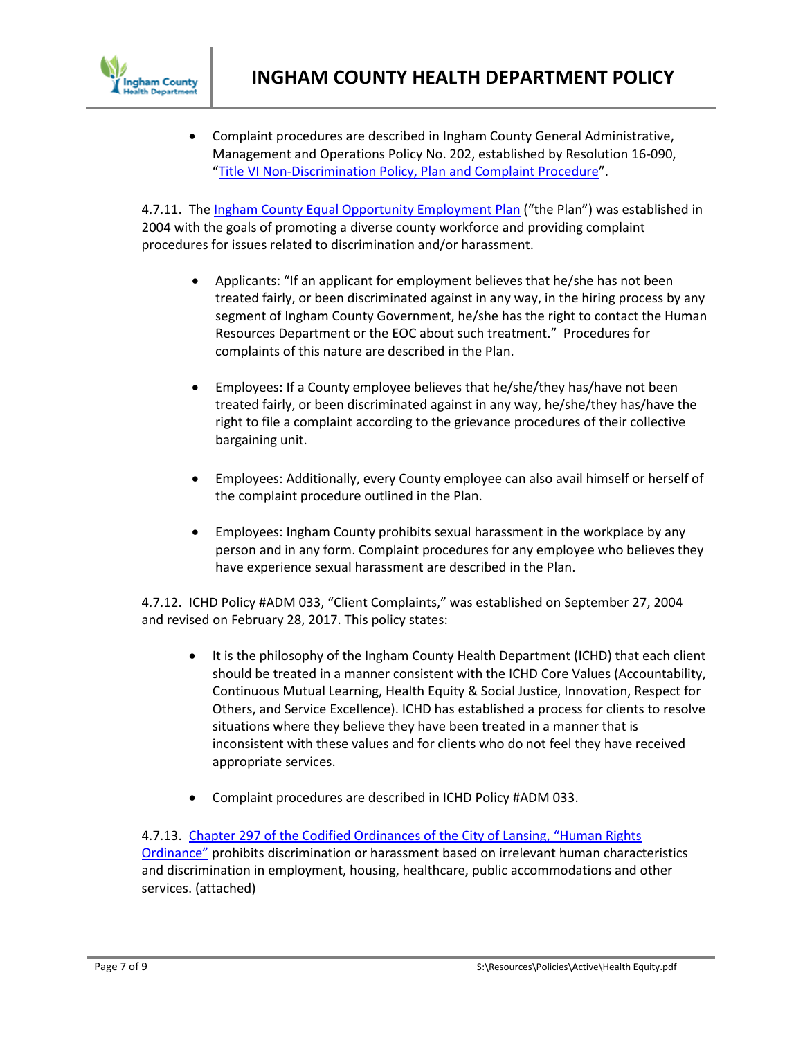- Complaint procedures are described in Ingham County General Administrative, Management and Operations Policy No. 202, established by Resolution 16-090, "Title VI Non-Discrimination Policy, Plan and Complaint Procedure".

4.7.11. The Ingham County Equal Opportunity Employment Plan ("the Plan") was established in 2004 with the goals of promoting a diverse county workforce and providing complaint procedures for issues related to discrimination and/or harassment.

- Applicants: "If an applicant for employment believes that he/she has not been treated fairly, or been discriminated against in any way, in the hiring process by any segment of Ingham County Government, he/she has the right to contact the Human Resources Department or the EOC about such treatment." Procedures for complaints of this nature are described in the Plan.

- Employees: If a County employee believes that he/she/they has/have not been treated fairly, or been discriminated against in any way, he/she/they has/have the right to file a complaint according to the grievance procedures of their collective bargaining unit.

- Employees: Additionally, every County employee can also avail himself or herself of the complaint procedure outlined in the Plan.

- Employees: Ingham County prohibits sexual harassment in the workplace by any person and in any form. Complaint procedures for any employee who believes they have experience sexual harassment are described in the Plan.

4.7.12. ICHD Policy #ADM 033, "Client Complaints," was established on September 27, 2004 and revised on February 28, 2017. This policy states:

- It is the philosophy of the Ingham County Health Department (ICHD) that each client should be treated in a manner consistent with the ICHD Core Values (Accountability, Continuous Mutual Learning, Health Equity & Social Justice, Innovation, Respect for Others, and Service Excellence). ICHD has established a process for clients to resolve situations where they believe they have been treated in a manner that is inconsistent with these values and for clients who do not feel they have received appropriate services.

- Complaint procedures are described in ICHD Policy #ADM 033.

4.7.13. Chapter 297 of the Codified Ordinances of the City of Lansing, "Human Rights Ordinance" prohibits discrimination or harassment based on irrelevant human characteristics and discrimination in employment, housing, healthcare, public accommodations and other services. (attached)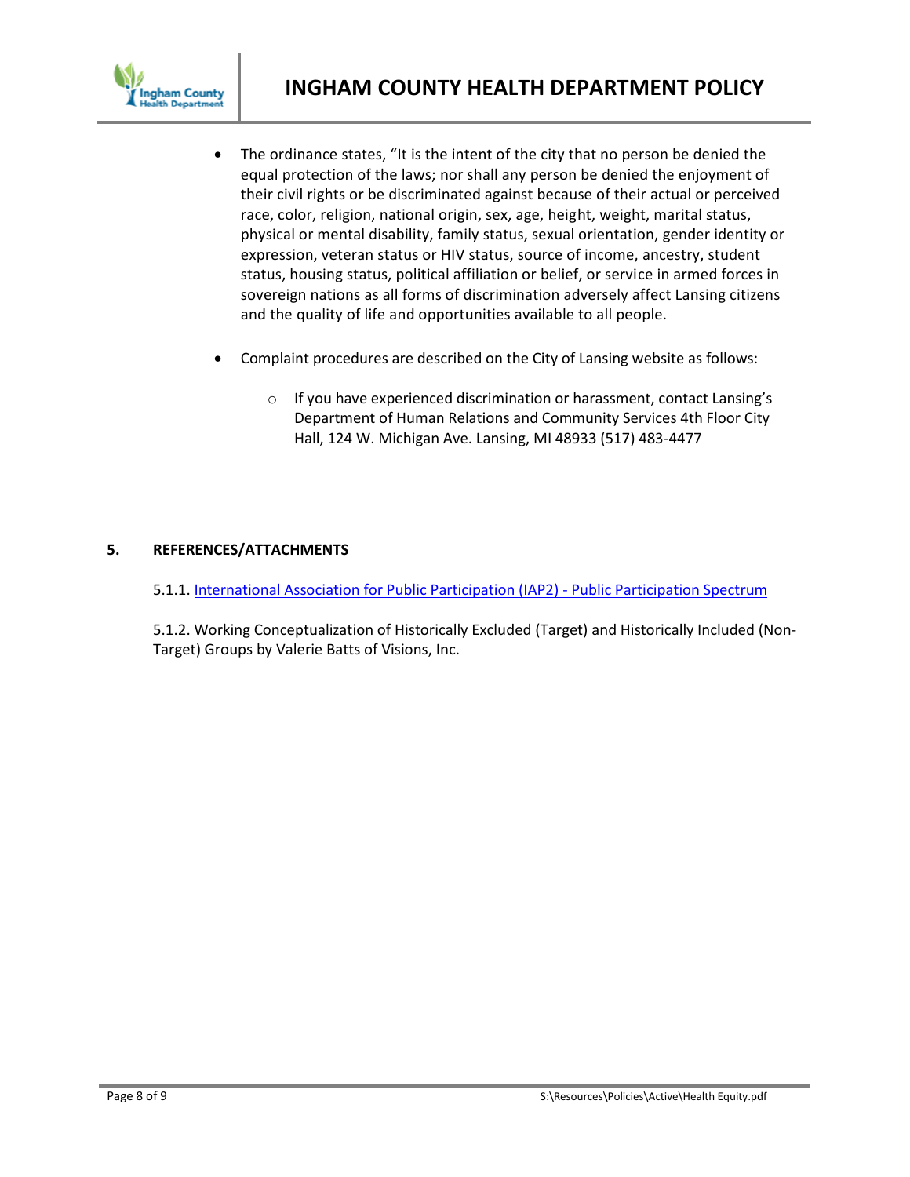- The ordinance states, "It is the intent of the city that no person be denied the equal protection of the laws; nor shall any person be denied the enjoyment of their civil rights or be discriminated against because of their actual or perceived race, color, religion, national origin, sex, age, height, weight, marital status, physical or mental disability, family status, sexual orientation, gender identity or expression, veteran status or HIV status, source of income, ancestry, student status, housing status, political affiliation or belief, or service in armed forces in sovereign nations as all forms of discrimination adversely affect Lansing citizens and the quality of life and opportunities available to all people.

- Complaint procedures are described on the City of Lansing website as follows:

  - If you have experienced discrimination or harassment, contact Lansing's Department of Human Relations and Community Services 4th Floor City Hall, 124 W. Michigan Ave. Lansing, MI 48933 (517) 483-4477

**5. REFERENCES/ATTACHMENTS**

5.1.1. International Association for Public Participation (IAP2) - Public Participation Spectrum

5.1.2. Working Conceptualization of Historically Excluded (Target) and Historically Included (Non-Target) Groups by Valerie Batts of Visions, Inc.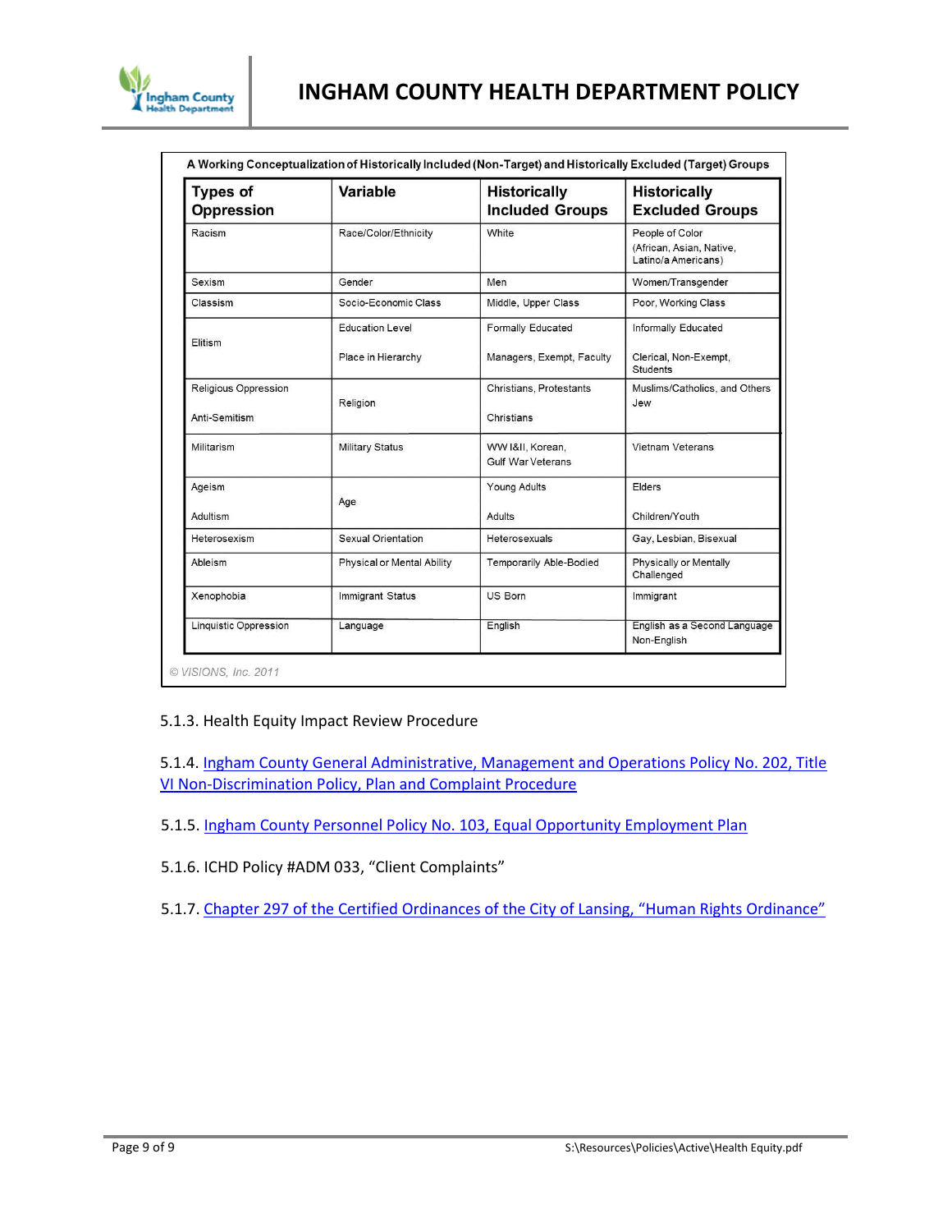A Working Conceptualization of Historically Included (Non-Target) and Historically Excluded (Target) Groups

| Types of Oppression | Variable | Historically Included Groups | Historically Excluded Groups |
|---|---|---|---|
| Racism | Race/Color/Ethnicity | White | People of Color (African, Asian, Native, Latino/a Americans) |
| Sexism | Gender | Men | Women/Transgender |
| Classism | Socio-Economic Class | Middle, Upper Class | Poor, Working Class |
| Elitism | Education Level | Formally Educated | Informally Educated |
| | Place in Hierarchy | Managers, Exempt, Faculty | Clerical, Non-Exempt, Students |
| Religious Oppression | Religion | Christians, Protestants | Muslims/Catholics, and Others |
| Anti-Semitism | | Christians | Jew |
| Militarism | Military Status | WW I&II, Korean, Gulf War Veterans | Vietnam Veterans |
| Ageism | Age | Young Adults | Elders |
| Adultism | | Adults | Children/Youth |
| Heterosexism | Sexual Orientation | Heterosexuals | Gay, Lesbian, Bisexual |
| Ableism | Physical or Mental Ability | Temporarily Able-Bodied | Physically or Mentally Challenged |
| Xenophobia | Immigrant Status | US Born | Immigrant |
| Linquistic Oppression | Language | English | English as a Second Language Non-English |

© VISIONS, Inc. 2011

5.1.3. Health Equity Impact Review Procedure

5.1.4. Ingham County General Administrative, Management and Operations Policy No. 202, Title VI Non-Discrimination Policy, Plan and Complaint Procedure

5.1.5. Ingham County Personnel Policy No. 103, Equal Opportunity Employment Plan

5.1.6. ICHD Policy #ADM 033, "Client Complaints"

5.1.7. Chapter 297 of the Certified Ordinances of the City of Lansing, "Human Rights Ordinance"